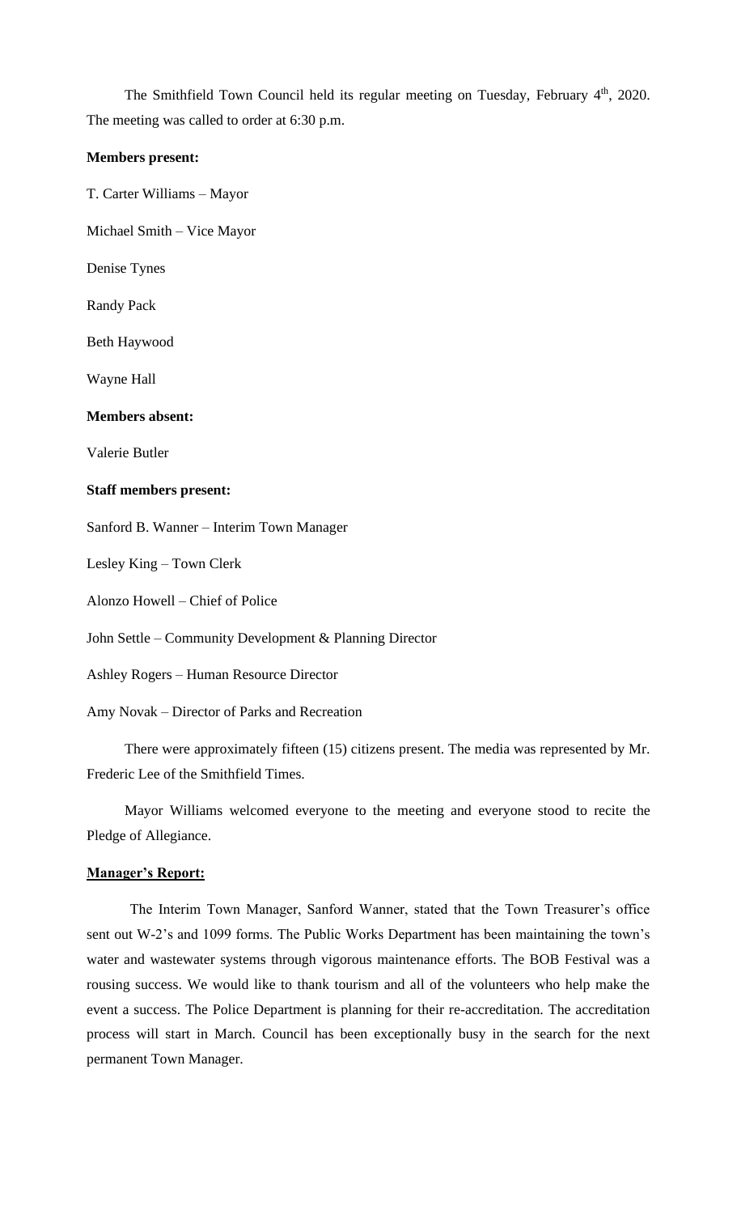The Smithfield Town Council held its regular meeting on Tuesday, February 4th, 2020. The meeting was called to order at 6:30 p.m.

**Members present:**

T. Carter Williams – Mayor

Michael Smith – Vice Mayor

Denise Tynes

Randy Pack

Beth Haywood

Wayne Hall

**Members absent:**

Valerie Butler

**Staff members present:**

Sanford B. Wanner – Interim Town Manager

Lesley King – Town Clerk

Alonzo Howell – Chief of Police

John Settle – Community Development & Planning Director

Ashley Rogers – Human Resource Director

Amy Novak – Director of Parks and Recreation

There were approximately fifteen (15) citizens present. The media was represented by Mr. Frederic Lee of the Smithfield Times.

Mayor Williams welcomed everyone to the meeting and everyone stood to recite the Pledge of Allegiance.

**Manager's Report:**

The Interim Town Manager, Sanford Wanner, stated that the Town Treasurer's office sent out W-2's and 1099 forms. The Public Works Department has been maintaining the town's water and wastewater systems through vigorous maintenance efforts. The BOB Festival was a rousing success. We would like to thank tourism and all of the volunteers who help make the event a success. The Police Department is planning for their re-accreditation. The accreditation process will start in March. Council has been exceptionally busy in the search for the next permanent Town Manager.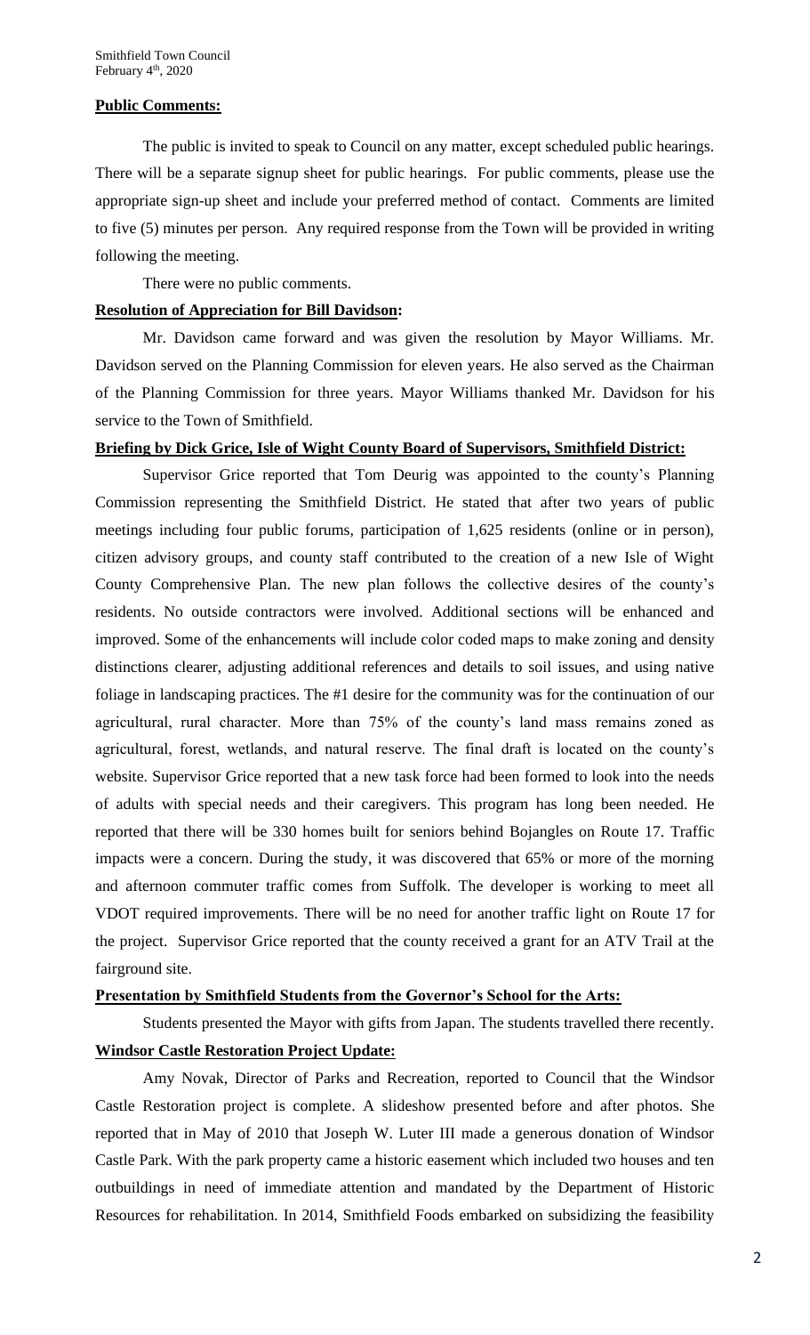**Public Comments:**

The public is invited to speak to Council on any matter, except scheduled public hearings. There will be a separate signup sheet for public hearings. For public comments, please use the appropriate sign-up sheet and include your preferred method of contact. Comments are limited to five (5) minutes per person. Any required response from the Town will be provided in writing following the meeting.

There were no public comments.

**Resolution of Appreciation for Bill Davidson:**

Mr. Davidson came forward and was given the resolution by Mayor Williams. Mr. Davidson served on the Planning Commission for eleven years. He also served as the Chairman of the Planning Commission for three years. Mayor Williams thanked Mr. Davidson for his service to the Town of Smithfield.

**Briefing by Dick Grice, Isle of Wight County Board of Supervisors, Smithfield District:**

Supervisor Grice reported that Tom Deurig was appointed to the county's Planning Commission representing the Smithfield District. He stated that after two years of public meetings including four public forums, participation of 1,625 residents (online or in person), citizen advisory groups, and county staff contributed to the creation of a new Isle of Wight County Comprehensive Plan. The new plan follows the collective desires of the county's residents. No outside contractors were involved. Additional sections will be enhanced and improved. Some of the enhancements will include color coded maps to make zoning and density distinctions clearer, adjusting additional references and details to soil issues, and using native foliage in landscaping practices. The #1 desire for the community was for the continuation of our agricultural, rural character. More than 75% of the county's land mass remains zoned as agricultural, forest, wetlands, and natural reserve. The final draft is located on the county's website. Supervisor Grice reported that a new task force had been formed to look into the needs of adults with special needs and their caregivers. This program has long been needed. He reported that there will be 330 homes built for seniors behind Bojangles on Route 17. Traffic impacts were a concern. During the study, it was discovered that 65% or more of the morning and afternoon commuter traffic comes from Suffolk. The developer is working to meet all VDOT required improvements. There will be no need for another traffic light on Route 17 for the project. Supervisor Grice reported that the county received a grant for an ATV Trail at the fairground site.

**Presentation by Smithfield Students from the Governor's School for the Arts:**

Students presented the Mayor with gifts from Japan. The students travelled there recently.

**Windsor Castle Restoration Project Update:**

Amy Novak, Director of Parks and Recreation, reported to Council that the Windsor Castle Restoration project is complete. A slideshow presented before and after photos. She reported that in May of 2010 that Joseph W. Luter III made a generous donation of Windsor Castle Park. With the park property came a historic easement which included two houses and ten outbuildings in need of immediate attention and mandated by the Department of Historic Resources for rehabilitation. In 2014, Smithfield Foods embarked on subsidizing the feasibility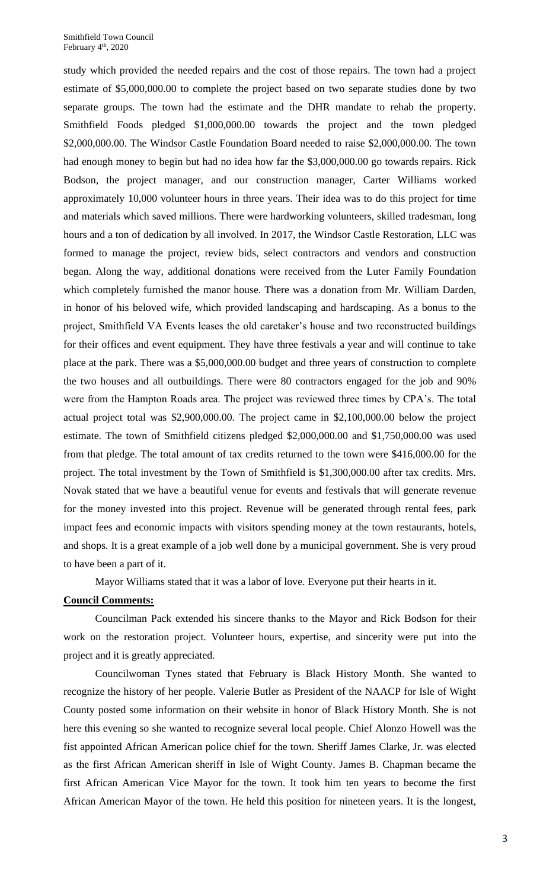study which provided the needed repairs and the cost of those repairs. The town had a project estimate of $5,000,000.00 to complete the project based on two separate studies done by two separate groups. The town had the estimate and the DHR mandate to rehab the property. Smithfield Foods pledged $1,000,000.00 towards the project and the town pledged $2,000,000.00. The Windsor Castle Foundation Board needed to raise $2,000,000.00. The town had enough money to begin but had no idea how far the $3,000,000.00 go towards repairs. Rick Bodson, the project manager, and our construction manager, Carter Williams worked approximately 10,000 volunteer hours in three years. Their idea was to do this project for time and materials which saved millions. There were hardworking volunteers, skilled tradesman, long hours and a ton of dedication by all involved. In 2017, the Windsor Castle Restoration, LLC was formed to manage the project, review bids, select contractors and vendors and construction began. Along the way, additional donations were received from the Luter Family Foundation which completely furnished the manor house. There was a donation from Mr. William Darden, in honor of his beloved wife, which provided landscaping and hardscaping. As a bonus to the project, Smithfield VA Events leases the old caretaker's house and two reconstructed buildings for their offices and event equipment. They have three festivals a year and will continue to take place at the park. There was a $5,000,000.00 budget and three years of construction to complete the two houses and all outbuildings. There were 80 contractors engaged for the job and 90% were from the Hampton Roads area. The project was reviewed three times by CPA's. The total actual project total was $2,900,000.00. The project came in $2,100,000.00 below the project estimate. The town of Smithfield citizens pledged $2,000,000.00 and $1,750,000.00 was used from that pledge. The total amount of tax credits returned to the town were $416,000.00 for the project. The total investment by the Town of Smithfield is $1,300,000.00 after tax credits. Mrs. Novak stated that we have a beautiful venue for events and festivals that will generate revenue for the money invested into this project. Revenue will be generated through rental fees, park impact fees and economic impacts with visitors spending money at the town restaurants, hotels, and shops. It is a great example of a job well done by a municipal government. She is very proud to have been a part of it.

Mayor Williams stated that it was a labor of love. Everyone put their hearts in it.

**Council Comments:**

Councilman Pack extended his sincere thanks to the Mayor and Rick Bodson for their work on the restoration project. Volunteer hours, expertise, and sincerity were put into the project and it is greatly appreciated.

Councilwoman Tynes stated that February is Black History Month. She wanted to recognize the history of her people. Valerie Butler as President of the NAACP for Isle of Wight County posted some information on their website in honor of Black History Month. She is not here this evening so she wanted to recognize several local people. Chief Alonzo Howell was the fist appointed African American police chief for the town. Sheriff James Clarke, Jr. was elected as the first African American sheriff in Isle of Wight County. James B. Chapman became the first African American Vice Mayor for the town. It took him ten years to become the first African American Mayor of the town. He held this position for nineteen years. It is the longest,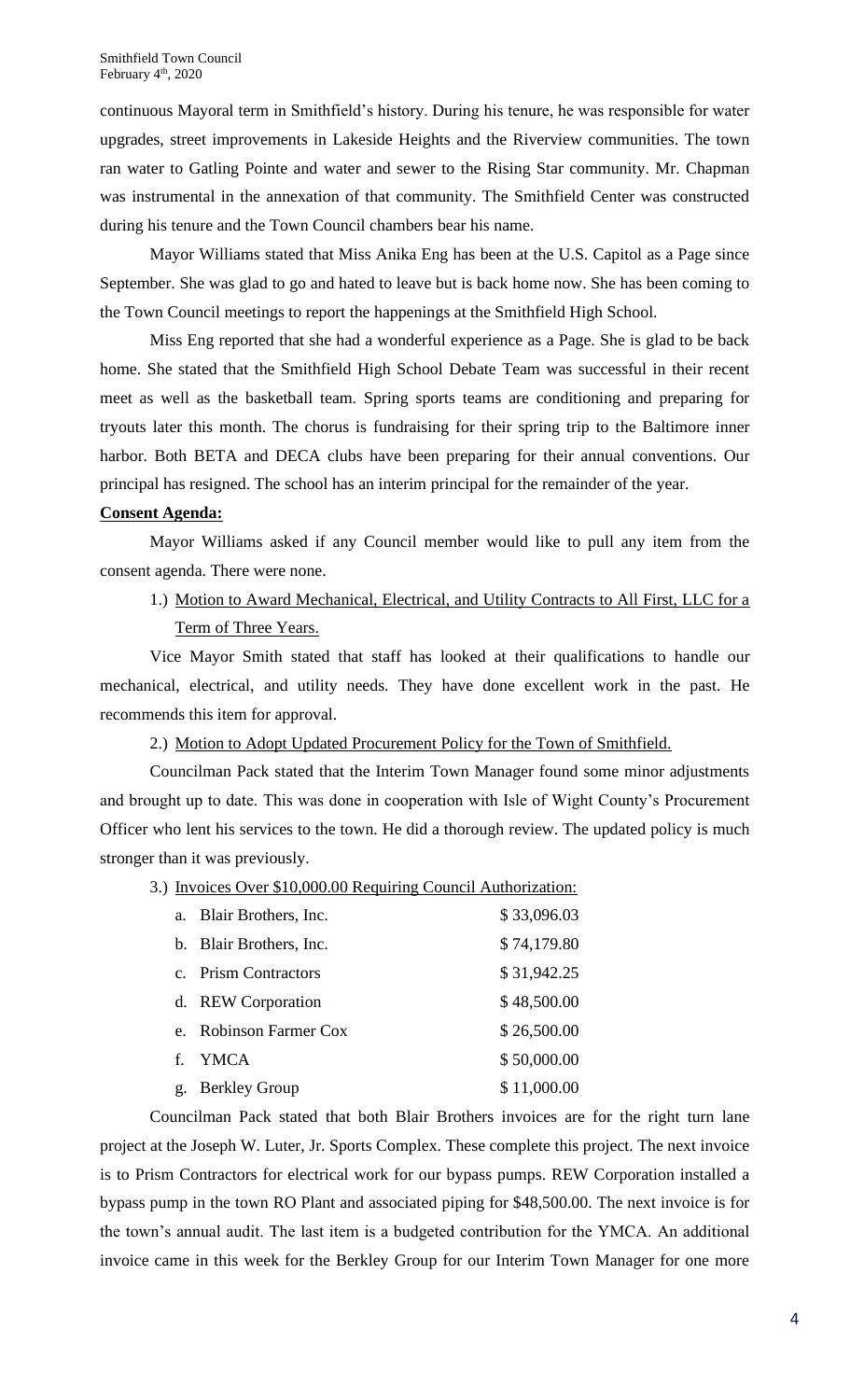continuous Mayoral term in Smithfield's history. During his tenure, he was responsible for water upgrades, street improvements in Lakeside Heights and the Riverview communities. The town ran water to Gatling Pointe and water and sewer to the Rising Star community. Mr. Chapman was instrumental in the annexation of that community. The Smithfield Center was constructed during his tenure and the Town Council chambers bear his name.

Mayor Williams stated that Miss Anika Eng has been at the U.S. Capitol as a Page since September. She was glad to go and hated to leave but is back home now. She has been coming to the Town Council meetings to report the happenings at the Smithfield High School.

Miss Eng reported that she had a wonderful experience as a Page. She is glad to be back home. She stated that the Smithfield High School Debate Team was successful in their recent meet as well as the basketball team. Spring sports teams are conditioning and preparing for tryouts later this month. The chorus is fundraising for their spring trip to the Baltimore inner harbor. Both BETA and DECA clubs have been preparing for their annual conventions. Our principal has resigned. The school has an interim principal for the remainder of the year.

**Consent Agenda:**

Mayor Williams asked if any Council member would like to pull any item from the consent agenda. There were none.

1.) Motion to Award Mechanical, Electrical, and Utility Contracts to All First, LLC for a Term of Three Years.

Vice Mayor Smith stated that staff has looked at their qualifications to handle our mechanical, electrical, and utility needs. They have done excellent work in the past. He recommends this item for approval.

2.) Motion to Adopt Updated Procurement Policy for the Town of Smithfield.

Councilman Pack stated that the Interim Town Manager found some minor adjustments and brought up to date. This was done in cooperation with Isle of Wight County's Procurement Officer who lent his services to the town. He did a thorough review. The updated policy is much stronger than it was previously.

3.) Invoices Over $10,000.00 Requiring Council Authorization:

| | |
|---|---|
| a. Blair Brothers, Inc. | $ 33,096.03 |
| b. Blair Brothers, Inc. | $ 74,179.80 |
| c. Prism Contractors | $ 31,942.25 |
| d. REW Corporation | $ 48,500.00 |
| e. Robinson Farmer Cox | $ 26,500.00 |
| f. YMCA | $ 50,000.00 |
| g. Berkley Group | $ 11,000.00 |

Councilman Pack stated that both Blair Brothers invoices are for the right turn lane project at the Joseph W. Luter, Jr. Sports Complex. These complete this project. The next invoice is to Prism Contractors for electrical work for our bypass pumps. REW Corporation installed a bypass pump in the town RO Plant and associated piping for $48,500.00. The next invoice is for the town's annual audit. The last item is a budgeted contribution for the YMCA. An additional invoice came in this week for the Berkley Group for our Interim Town Manager for one more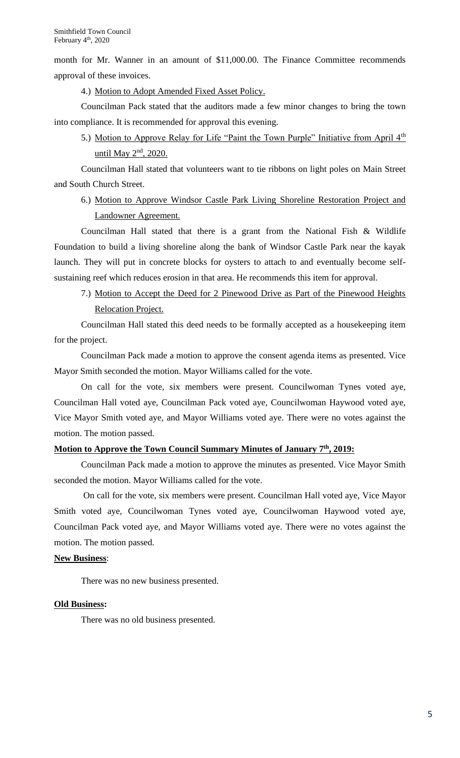month for Mr. Wanner in an amount of $11,000.00. The Finance Committee recommends approval of these invoices.

4.) <u>Motion to Adopt Amended Fixed Asset Policy.</u>

Councilman Pack stated that the auditors made a few minor changes to bring the town into compliance. It is recommended for approval this evening.

5.) <u>Motion to Approve Relay for Life "Paint the Town Purple" Initiative from April 4th until May 2nd, 2020.</u>

Councilman Hall stated that volunteers want to tie ribbons on light poles on Main Street and South Church Street.

6.) <u>Motion to Approve Windsor Castle Park Living Shoreline Restoration Project and Landowner Agreement.</u>

Councilman Hall stated that there is a grant from the National Fish & Wildlife Foundation to build a living shoreline along the bank of Windsor Castle Park near the kayak launch. They will put in concrete blocks for oysters to attach to and eventually become self-sustaining reef which reduces erosion in that area. He recommends this item for approval.

7.) <u>Motion to Accept the Deed for 2 Pinewood Drive as Part of the Pinewood Heights Relocation Project.</u>

Councilman Hall stated this deed needs to be formally accepted as a housekeeping item for the project.

Councilman Pack made a motion to approve the consent agenda items as presented. Vice Mayor Smith seconded the motion. Mayor Williams called for the vote.

On call for the vote, six members were present. Councilwoman Tynes voted aye, Councilman Hall voted aye, Councilman Pack voted aye, Councilwoman Haywood voted aye, Vice Mayor Smith voted aye, and Mayor Williams voted aye. There were no votes against the motion. The motion passed.

**<u>Motion to Approve the Town Council Summary Minutes of January 7th, 2019:</u>**

Councilman Pack made a motion to approve the minutes as presented. Vice Mayor Smith seconded the motion. Mayor Williams called for the vote.

On call for the vote, six members were present. Councilman Hall voted aye, Vice Mayor Smith voted aye, Councilwoman Tynes voted aye, Councilwoman Haywood voted aye, Councilman Pack voted aye, and Mayor Williams voted aye. There were no votes against the motion. The motion passed.

**<u>New Business</u>**:

There was no new business presented.

**<u>Old Business:</u>**

There was no old business presented.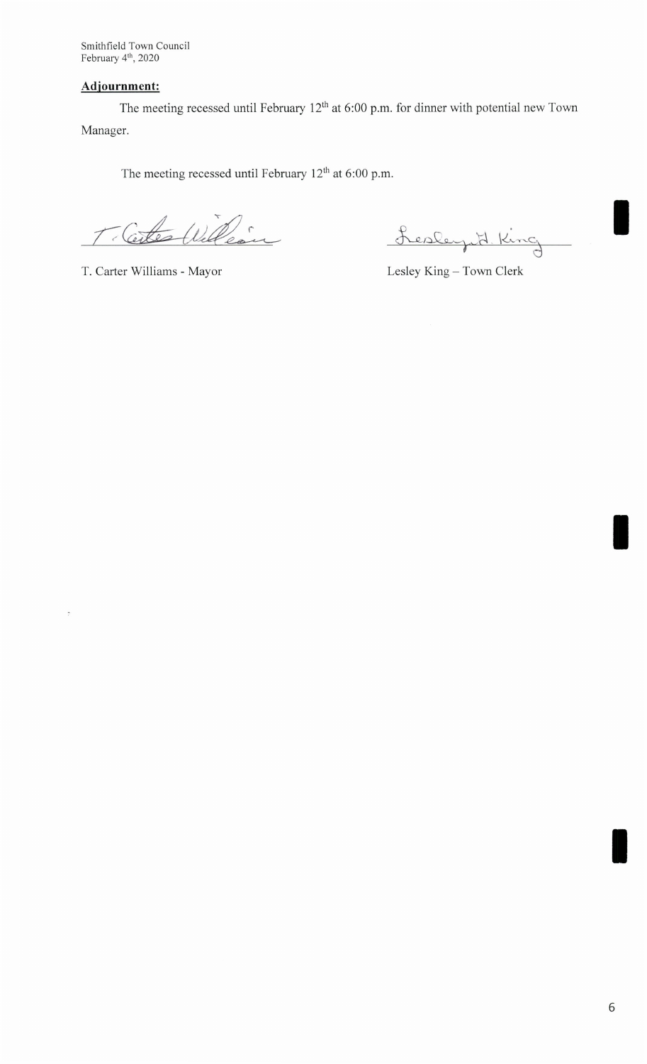## Adjournment:

The meeting recessed until February 12th at 6:00 p.m. for dinner with potential new Town Manager.

The meeting recessed until February 12th at 6:00 p.m.

T. Carter Williams - Mayor

Lesley King – Town Clerk